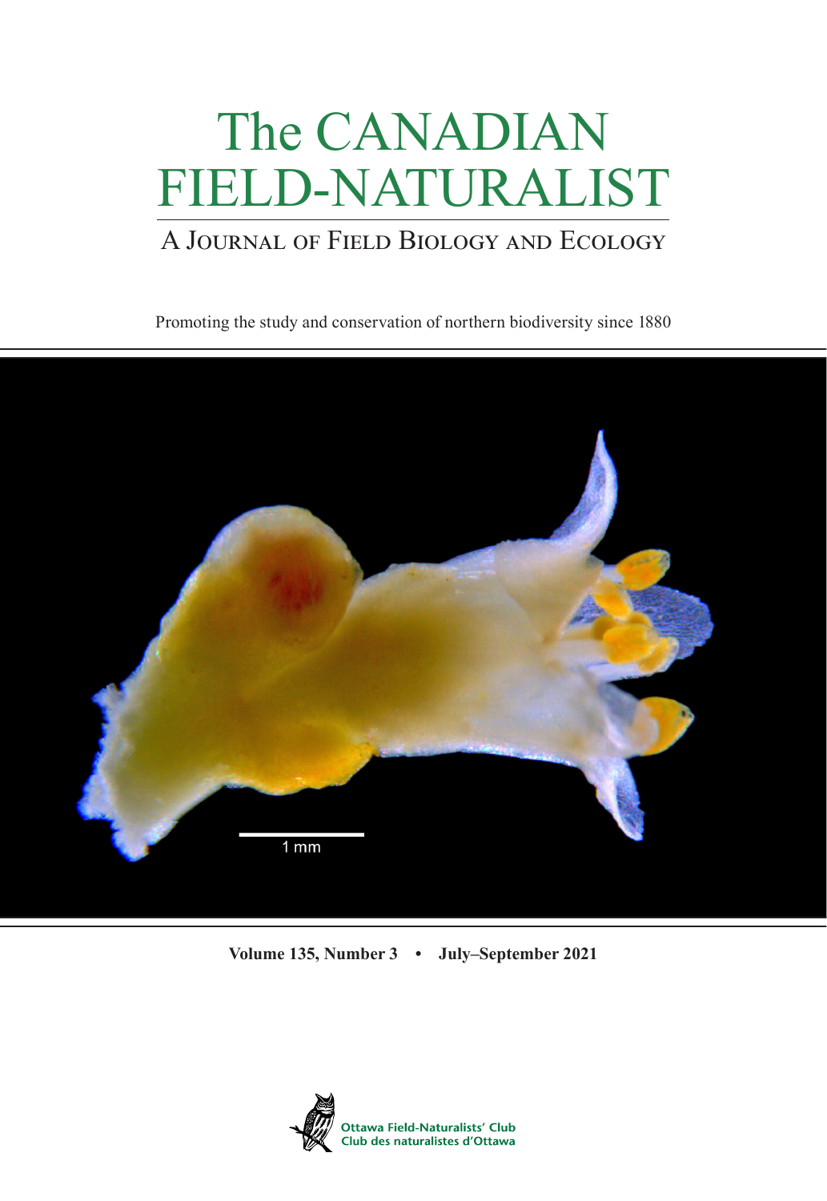# The CANADIAN FIELD-NATURALIST

## A Journal of Field Biology and Ecology

Promoting the study and conservation of northern biodiversity since 1880

1 mm

**Volume 135, Number 3 • July–September 2021**

Ottawa Field-Naturalists' Club
Club des naturalistes d'Ottawa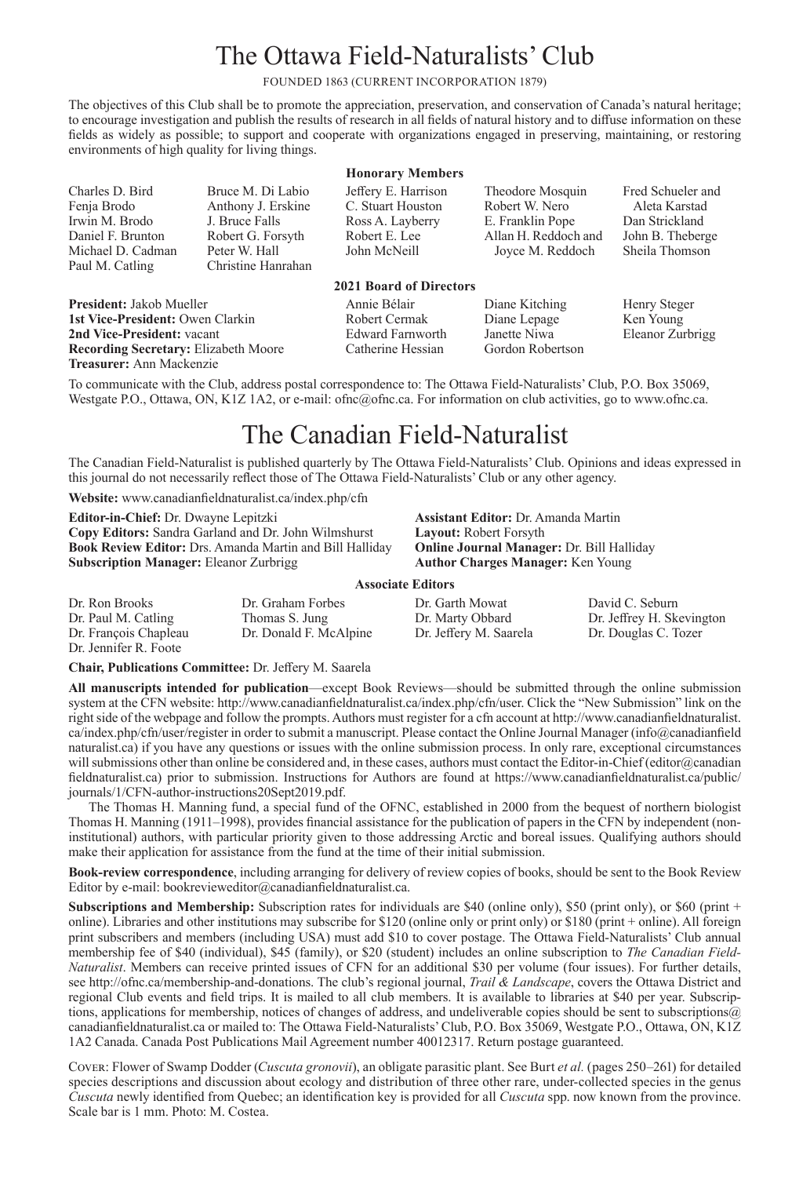# The Ottawa Field-Naturalists' Club

FOUNDED 1863 (CURRENT INCORPORATION 1879)

The objectives of this Club shall be to promote the appreciation, preservation, and conservation of Canada's natural heritage; to encourage investigation and publish the results of research in all fields of natural history and to diffuse information on these fields as widely as possible; to support and cooperate with organizations engaged in preserving, maintaining, or restoring environments of high quality for living things.

**Honorary Members**

Charles D. Bird
Fenja Brodo
Irwin M. Brodo
Daniel F. Brunton
Michael D. Cadman
Paul M. Catling
Bruce M. Di Labio
Anthony J. Erskine
J. Bruce Falls
Robert G. Forsyth
Peter W. Hall
Christine Hanrahan
Jeffery E. Harrison
C. Stuart Houston
Ross A. Layberry
Robert E. Lee
John McNeill
Theodore Mosquin
Robert W. Nero
E. Franklin Pope
Allan H. Reddoch and Joyce M. Reddoch
Fred Schueler and Aleta Karstad
Dan Strickland
John B. Theberge
Sheila Thomson

**2021 Board of Directors**

**President:** Jakob Mueller
**1st Vice-President:** Owen Clarkin
**2nd Vice-President:** vacant
**Recording Secretary:** Elizabeth Moore
**Treasurer:** Ann Mackenzie

Annie Bélair
Robert Cermak
Edward Farnworth
Catherine Hessian
Diane Kitching
Diane Lepage
Janette Niwa
Gordon Robertson
Henry Steger
Ken Young
Eleanor Zurbrigg

To communicate with the Club, address postal correspondence to: The Ottawa Field-Naturalists' Club, P.O. Box 35069, Westgate P.O., Ottawa, ON, K1Z 1A2, or e-mail: ofnc@ofnc.ca. For information on club activities, go to www.ofnc.ca.

# The Canadian Field-Naturalist

The Canadian Field-Naturalist is published quarterly by The Ottawa Field-Naturalists' Club. Opinions and ideas expressed in this journal do not necessarily reflect those of The Ottawa Field-Naturalists' Club or any other agency.

**Website:** www.canadianfieldnaturalist.ca/index.php/cfn

**Editor-in-Chief:** Dr. Dwayne Lepitzki
**Copy Editors:** Sandra Garland and Dr. John Wilmshurst
**Book Review Editor:** Drs. Amanda Martin and Bill Halliday
**Subscription Manager:** Eleanor Zurbrigg
**Assistant Editor:** Dr. Amanda Martin
**Layout:** Robert Forsyth
**Online Journal Manager:** Dr. Bill Halliday
**Author Charges Manager:** Ken Young

**Associate Editors**

Dr. Ron Brooks
Dr. Paul M. Catling
Dr. François Chapleau
Dr. Jennifer R. Foote
Dr. Graham Forbes
Thomas S. Jung
Dr. Donald F. McAlpine
Dr. Garth Mowat
Dr. Marty Obbard
Dr. Jeffery M. Saarela
David C. Seburn
Dr. Jeffrey H. Skevington
Dr. Douglas C. Tozer

**Chair, Publications Committee:** Dr. Jeffery M. Saarela

**All manuscripts intended for publication**—except Book Reviews—should be submitted through the online submission system at the CFN website: http://www.canadianfieldnaturalist.ca/index.php/cfn/user. Click the "New Submission" link on the right side of the webpage and follow the prompts. Authors must register for a cfn account at http://www.canadianfieldnaturalist.ca/index.php/cfn/user/register in order to submit a manuscript. Please contact the Online Journal Manager (info@canadianfieldnaturalist.ca) if you have any questions or issues with the online submission process. In only rare, exceptional circumstances will submissions other than online be considered and, in these cases, authors must contact the Editor-in-Chief (editor@canadianfieldnaturalist.ca) prior to submission. Instructions for Authors are found at https://www.canadianfieldnaturalist.ca/public/journals/1/CFN-author-instructions20Sept2019.pdf.

The Thomas H. Manning fund, a special fund of the OFNC, established in 2000 from the bequest of northern biologist Thomas H. Manning (1911–1998), provides financial assistance for the publication of papers in the CFN by independent (non-institutional) authors, with particular priority given to those addressing Arctic and boreal issues. Qualifying authors should make their application for assistance from the fund at the time of their initial submission.

**Book-review correspondence**, including arranging for delivery of review copies of books, should be sent to the Book Review Editor by e-mail: bookrevieweditor@canadianfieldnaturalist.ca.

**Subscriptions and Membership:** Subscription rates for individuals are $40 (online only), $50 (print only), or $60 (print + online). Libraries and other institutions may subscribe for $120 (online only or print only) or $180 (print + online). All foreign print subscribers and members (including USA) must add $10 to cover postage. The Ottawa Field-Naturalists' Club annual membership fee of $40 (individual), $45 (family), or $20 (student) includes an online subscription to *The Canadian Field-Naturalist*. Members can receive printed issues of CFN for an additional $30 per volume (four issues). For further details, see http://ofnc.ca/membership-and-donations. The club's regional journal, *Trail & Landscape*, covers the Ottawa District and regional Club events and field trips. It is mailed to all club members. It is available to libraries at $40 per year. Subscriptions, applications for membership, notices of changes of address, and undeliverable copies should be sent to subscriptions@canadianfieldnaturalist.ca or mailed to: The Ottawa Field-Naturalists' Club, P.O. Box 35069, Westgate P.O., Ottawa, ON, K1Z 1A2 Canada. Canada Post Publications Mail Agreement number 40012317. Return postage guaranteed.

COVER: Flower of Swamp Dodder (*Cuscuta gronovii*), an obligate parasitic plant. See Burt *et al.* (pages 250–261) for detailed species descriptions and discussion about ecology and distribution of three other rare, under-collected species in the genus *Cuscuta* newly identified from Quebec; an identification key is provided for all *Cuscuta* spp. now known from the province. Scale bar is 1 mm. Photo: M. Costea.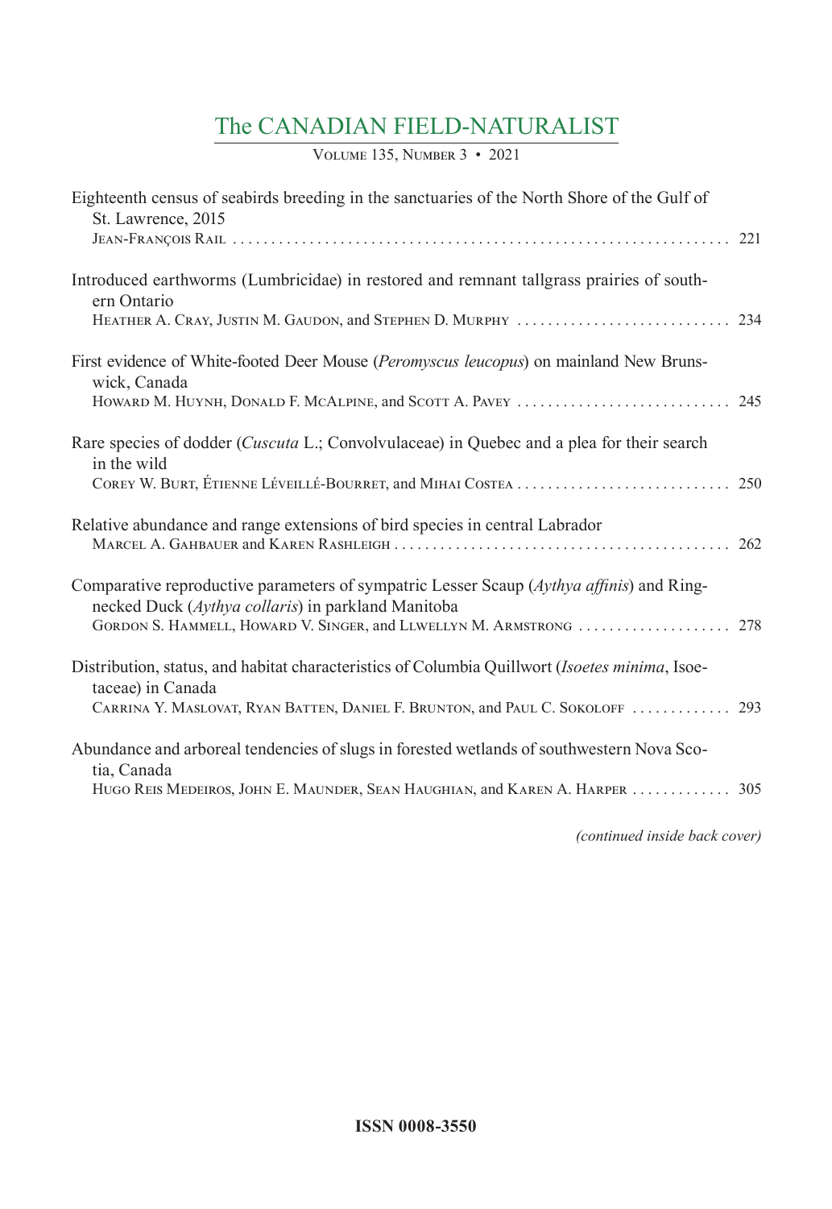# The CANADIAN FIELD-NATURALIST

Volume 135, Number 3 • 2021

Eighteenth census of seabirds breeding in the sanctuaries of the North Shore of the Gulf of St. Lawrence, 2015
Jean-François Rail . . . . . . . . . . . . . . . . . . . . . . . . . . . . . . . . . . . . . . . . . . . . . . . . . . . . . . . . . . . . . . . . 221

Introduced earthworms (Lumbricidae) in restored and remnant tallgrass prairies of southern Ontario
Heather A. Cray, Justin M. Gaudon, and Stephen D. Murphy . . . . . . . . . . . . . . . . . . . . . . . . . . . . 234

First evidence of White-footed Deer Mouse (*Peromyscus leucopus*) on mainland New Brunswick, Canada
Howard M. Huynh, Donald F. McAlpine, and Scott A. Pavey . . . . . . . . . . . . . . . . . . . . . . . . . . . . 245

Rare species of dodder (*Cuscuta* L.; Convolvulaceae) in Quebec and a plea for their search in the wild
Corey W. Burt, Étienne Léveillé-Bourret, and Mihai Costea . . . . . . . . . . . . . . . . . . . . . . . . . . . . 250

Relative abundance and range extensions of bird species in central Labrador
Marcel A. Gahbauer and Karen Rashleigh . . . . . . . . . . . . . . . . . . . . . . . . . . . . . . . . . . . . . . . . . . . . 262

Comparative reproductive parameters of sympatric Lesser Scaup (*Aythya affinis*) and Ring-necked Duck (*Aythya collaris*) in parkland Manitoba
Gordon S. Hammell, Howard V. Singer, and Llwellyn M. Armstrong . . . . . . . . . . . . . . . . . . . . 278

Distribution, status, and habitat characteristics of Columbia Quillwort (*Isoetes minima*, Isoetaceae) in Canada
Carrina Y. Maslovat, Ryan Batten, Daniel F. Brunton, and Paul C. Sokoloff . . . . . . . . . . . . . 293

Abundance and arboreal tendencies of slugs in forested wetlands of southwestern Nova Scotia, Canada
Hugo Reis Medeiros, John E. Maunder, Sean Haughian, and Karen A. Harper . . . . . . . . . . . . . 305

*(continued inside back cover)*

**ISSN 0008-3550**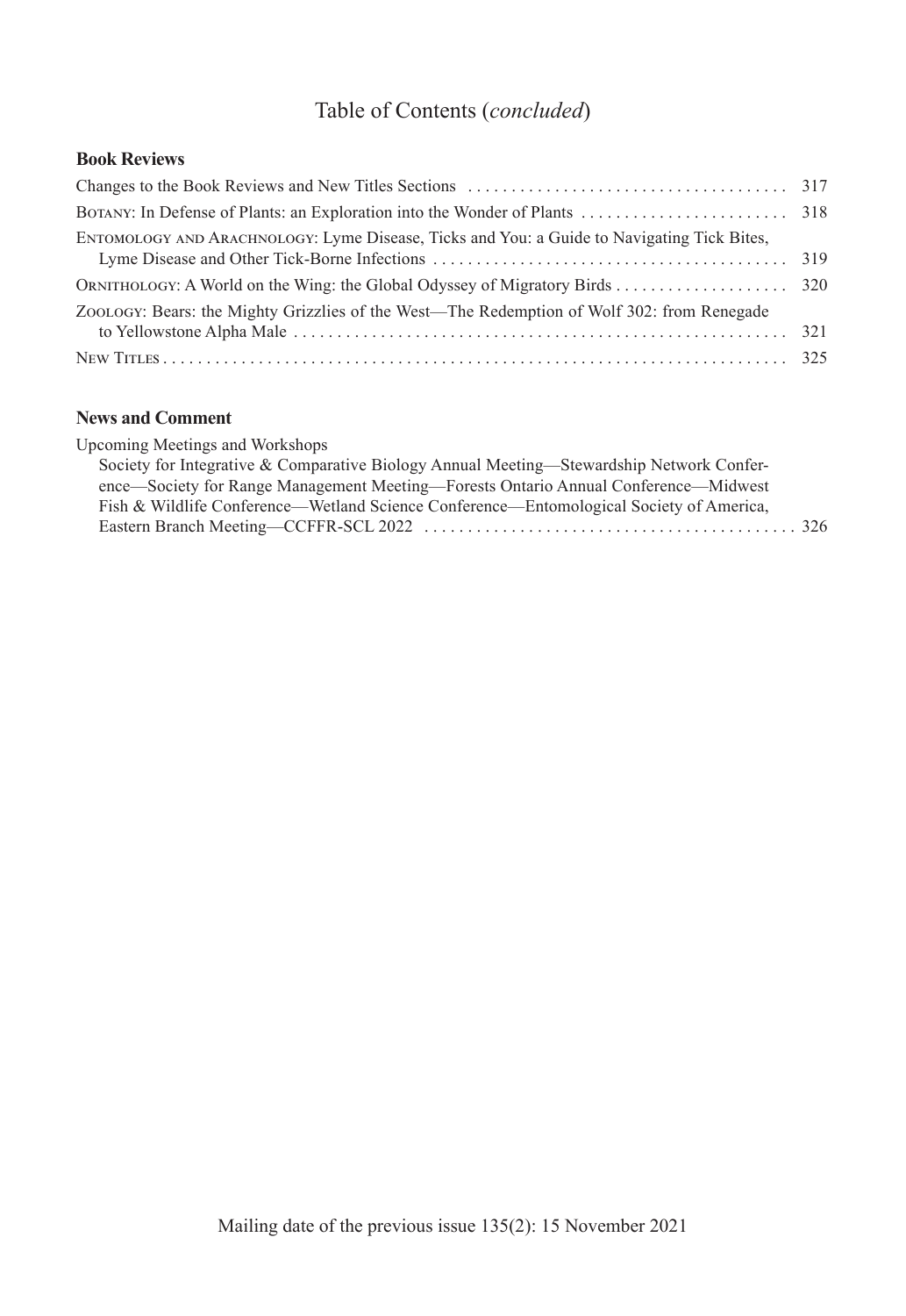# Table of Contents (*concluded*)

### Book Reviews

Changes to the Book Reviews and New Titles Sections . . . . . . . . . . . . . . . . . . . . . . . . . . . . . . . . . . . . . 317

BOTANY: In Defense of Plants: an Exploration into the Wonder of Plants . . . . . . . . . . . . . . . . . . . . . . . . 318

ENTOMOLOGY AND ARACHNOLOGY: Lyme Disease, Ticks and You: a Guide to Navigating Tick Bites, Lyme Disease and Other Tick-Borne Infections . . . . . . . . . . . . . . . . . . . . . . . . . . . . . . . . . . . . . . . . . 319

ORNITHOLOGY: A World on the Wing: the Global Odyssey of Migratory Birds . . . . . . . . . . . . . . . . . . . . 320

ZOOLOGY: Bears: the Mighty Grizzlies of the West—The Redemption of Wolf 302: from Renegade to Yellowstone Alpha Male . . . . . . . . . . . . . . . . . . . . . . . . . . . . . . . . . . . . . . . . . . . . . . . . . . . . . . . . . 321

NEW TITLES . . . . . . . . . . . . . . . . . . . . . . . . . . . . . . . . . . . . . . . . . . . . . . . . . . . . . . . . . . . . . . . . . . . . . . . . . 325

### News and Comment

Upcoming Meetings and Workshops
Society for Integrative & Comparative Biology Annual Meeting—Stewardship Network Conference—Society for Range Management Meeting—Forests Ontario Annual Conference—Midwest Fish & Wildlife Conference—Wetland Science Conference—Entomological Society of America, Eastern Branch Meeting—CCFFR-SCL 2022 . . . . . . . . . . . . . . . . . . . . . . . . . . . . . . . . . . . . . . . . . . . 326

Mailing date of the previous issue 135(2): 15 November 2021